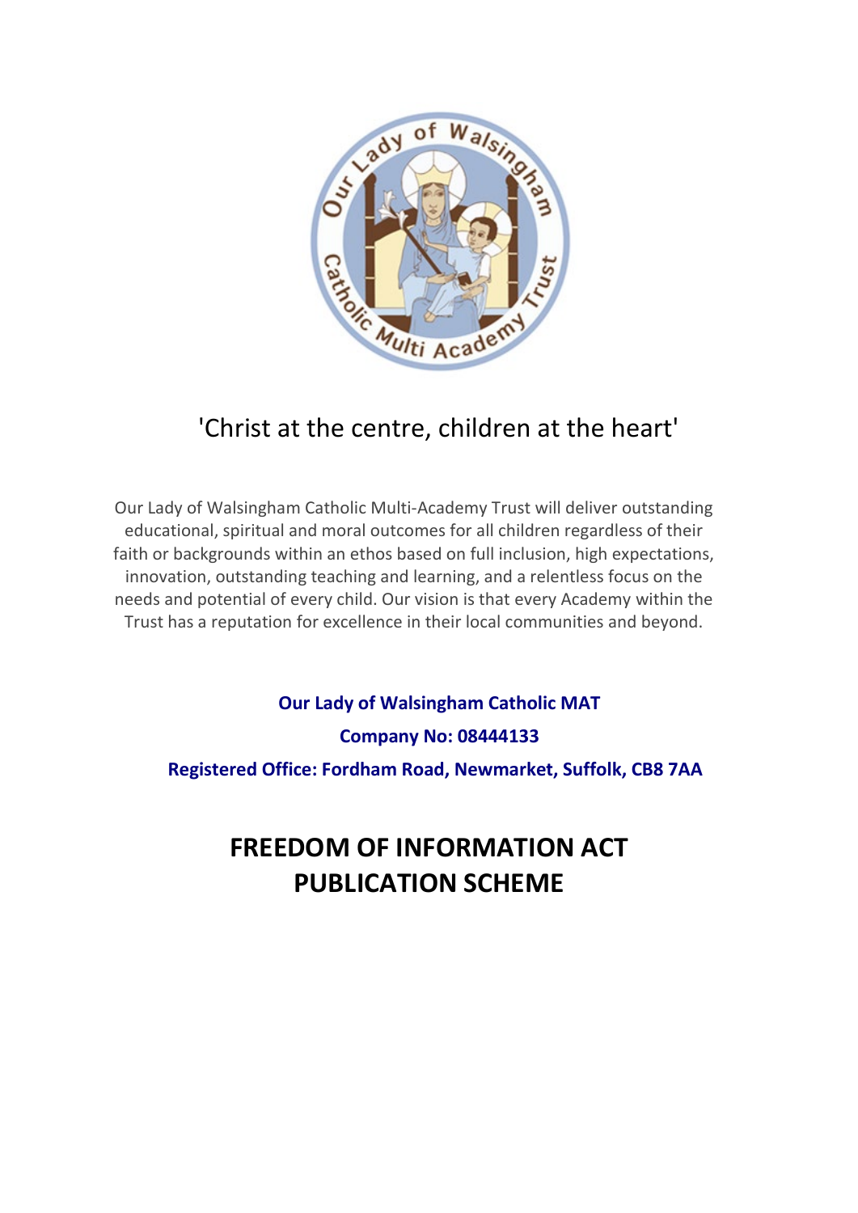'Christ at the centre, children at the heart'

Our Lady of Walsingham Catholic Multi-Academy Trust will deliver outstanding educational, spiritual and moral outcomes for all children regardless of their faith or backgrounds within an ethos based on full inclusion, high expectations, innovation, outstanding teaching and learning, and a relentless focus on the needs and potential of every child. Our vision is that every Academy within the Trust has a reputation for excellence in their local communities and beyond.

**Our Lady of Walsingham Catholic MAT**

**Company No: 08444133**

**Registered Office: Fordham Road, Newmarket, Suffolk, CB8 7AA**

# FREEDOM OF INFORMATION ACT PUBLICATION SCHEME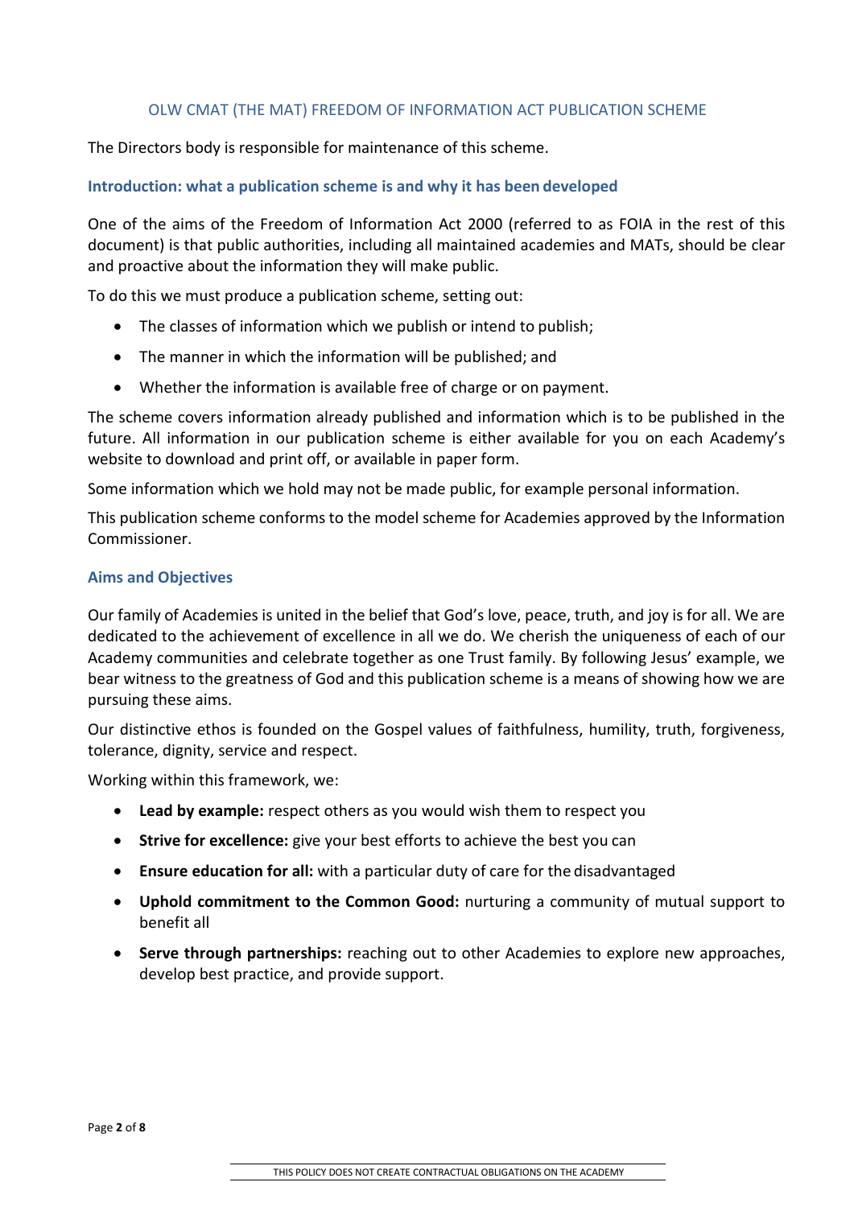# OLW CMAT (THE MAT) FREEDOM OF INFORMATION ACT PUBLICATION SCHEME

The Directors body is responsible for maintenance of this scheme.

## Introduction: what a publication scheme is and why it has been developed

One of the aims of the Freedom of Information Act 2000 (referred to as FOIA in the rest of this document) is that public authorities, including all maintained academies and MATs, should be clear and proactive about the information they will make public.

To do this we must produce a publication scheme, setting out:

- The classes of information which we publish or intend to publish;
- The manner in which the information will be published; and
- Whether the information is available free of charge or on payment.

The scheme covers information already published and information which is to be published in the future. All information in our publication scheme is either available for you on each Academy's website to download and print off, or available in paper form.

Some information which we hold may not be made public, for example personal information.

This publication scheme conforms to the model scheme for Academies approved by the Information Commissioner.

## Aims and Objectives

Our family of Academies is united in the belief that God's love, peace, truth, and joy is for all. We are dedicated to the achievement of excellence in all we do. We cherish the uniqueness of each of our Academy communities and celebrate together as one Trust family. By following Jesus' example, we bear witness to the greatness of God and this publication scheme is a means of showing how we are pursuing these aims.

Our distinctive ethos is founded on the Gospel values of faithfulness, humility, truth, forgiveness, tolerance, dignity, service and respect.

Working within this framework, we:

- **Lead by example:** respect others as you would wish them to respect you
- **Strive for excellence:** give your best efforts to achieve the best you can
- **Ensure education for all:** with a particular duty of care for the disadvantaged
- **Uphold commitment to the Common Good:** nurturing a community of mutual support to benefit all
- **Serve through partnerships:** reaching out to other Academies to explore new approaches, develop best practice, and provide support.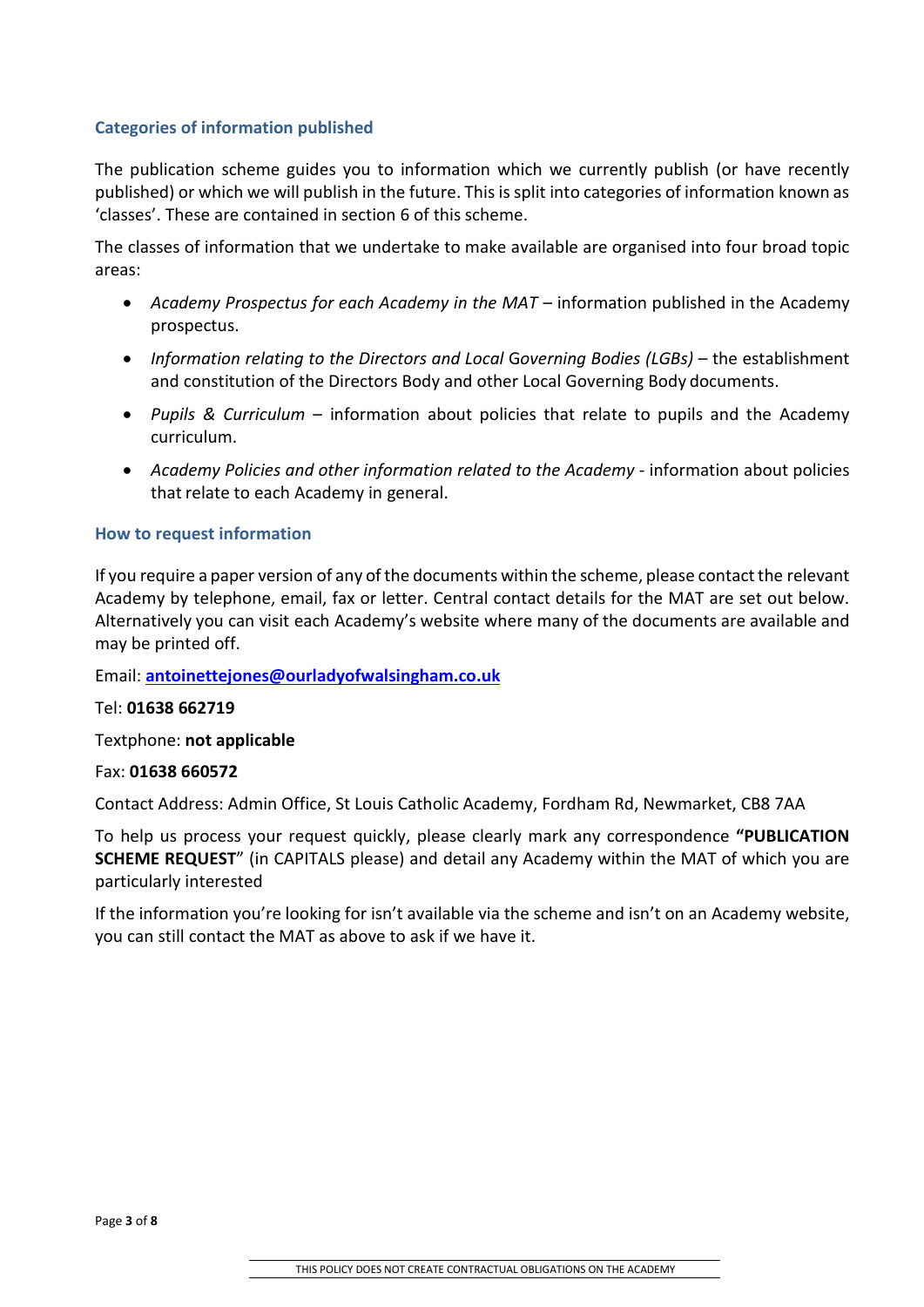### Categories of information published

The publication scheme guides you to information which we currently publish (or have recently published) or which we will publish in the future. This is split into categories of information known as 'classes'. These are contained in section 6 of this scheme.

The classes of information that we undertake to make available are organised into four broad topic areas:

- *Academy Prospectus for each Academy in the MAT* – information published in the Academy prospectus.
- *Information relating to the Directors and Local Governing Bodies (LGBs)* – the establishment and constitution of the Directors Body and other Local Governing Body documents.
- *Pupils & Curriculum* – information about policies that relate to pupils and the Academy curriculum.
- *Academy Policies and other information related to the Academy* - information about policies that relate to each Academy in general.

### How to request information

If you require a paper version of any of the documents within the scheme, please contact the relevant Academy by telephone, email, fax or letter. Central contact details for the MAT are set out below. Alternatively you can visit each Academy's website where many of the documents are available and may be printed off.

Email: **antoinettejones@ourladyofwalsingham.co.uk**

Tel: **01638 662719**

Textphone: **not applicable**

Fax: **01638 660572**

Contact Address: Admin Office, St Louis Catholic Academy, Fordham Rd, Newmarket, CB8 7AA

To help us process your request quickly, please clearly mark any correspondence **"PUBLICATION SCHEME REQUEST**" (in CAPITALS please) and detail any Academy within the MAT of which you are particularly interested

If the information you're looking for isn't available via the scheme and isn't on an Academy website, you can still contact the MAT as above to ask if we have it.

THIS POLICY DOES NOT CREATE CONTRACTUAL OBLIGATIONS ON THE ACADEMY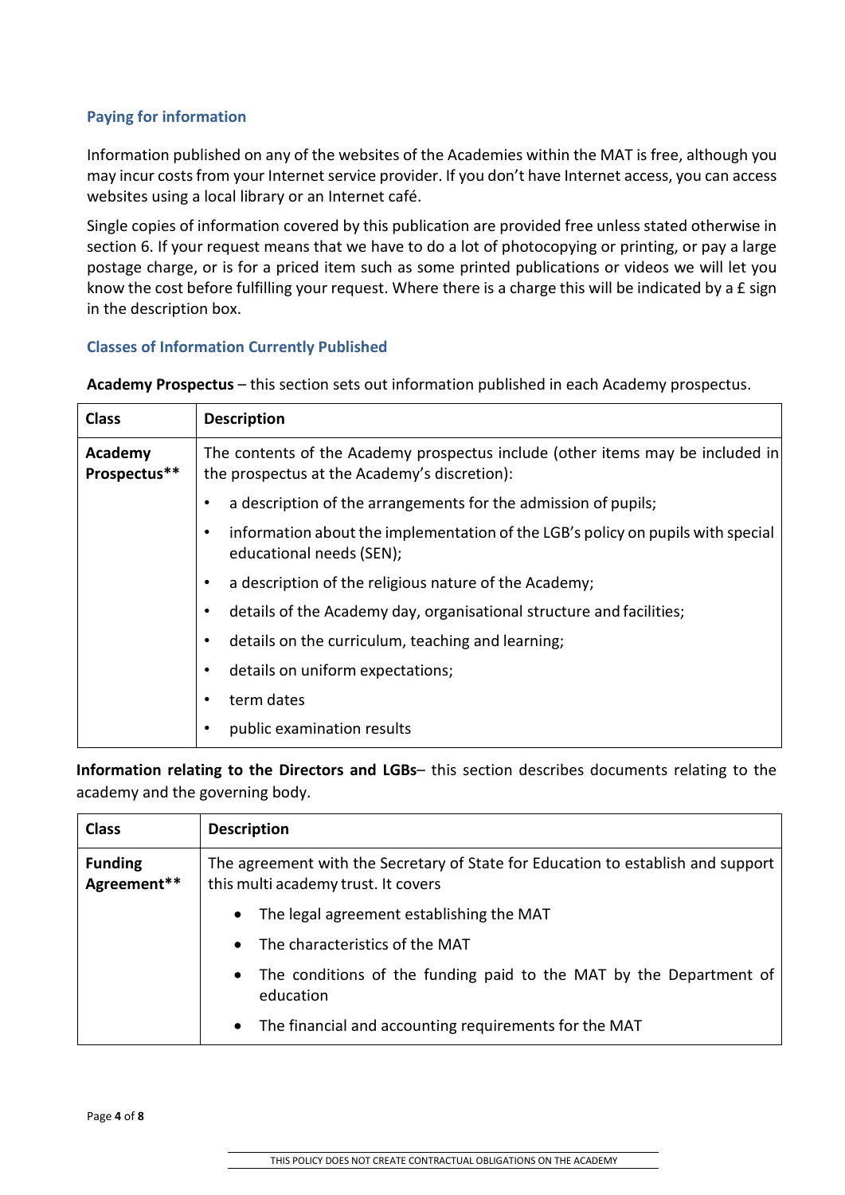### Paying for information

Information published on any of the websites of the Academies within the MAT is free, although you may incur costs from your Internet service provider. If you don't have Internet access, you can access websites using a local library or an Internet café.

Single copies of information covered by this publication are provided free unless stated otherwise in section 6. If your request means that we have to do a lot of photocopying or printing, or pay a large postage charge, or is for a priced item such as some printed publications or videos we will let you know the cost before fulfilling your request. Where there is a charge this will be indicated by a £ sign in the description box.

### Classes of Information Currently Published

**Academy Prospectus** – this section sets out information published in each Academy prospectus.

| Class | Description |
|---|---|
| **Academy Prospectus**** | The contents of the Academy prospectus include (other items may be included in the prospectus at the Academy's discretion):<br>• a description of the arrangements for the admission of pupils;<br>• information about the implementation of the LGB's policy on pupils with special educational needs (SEN);<br>• a description of the religious nature of the Academy;<br>• details of the Academy day, organisational structure and facilities;<br>• details on the curriculum, teaching and learning;<br>• details on uniform expectations;<br>• term dates<br>• public examination results |

**Information relating to the Directors and LGBs**– this section describes documents relating to the academy and the governing body.

| Class | Description |
|---|---|
| **Funding Agreement**** | The agreement with the Secretary of State for Education to establish and support this multi academy trust. It covers<br>• The legal agreement establishing the MAT<br>• The characteristics of the MAT<br>• The conditions of the funding paid to the MAT by the Department of education<br>• The financial and accounting requirements for the MAT |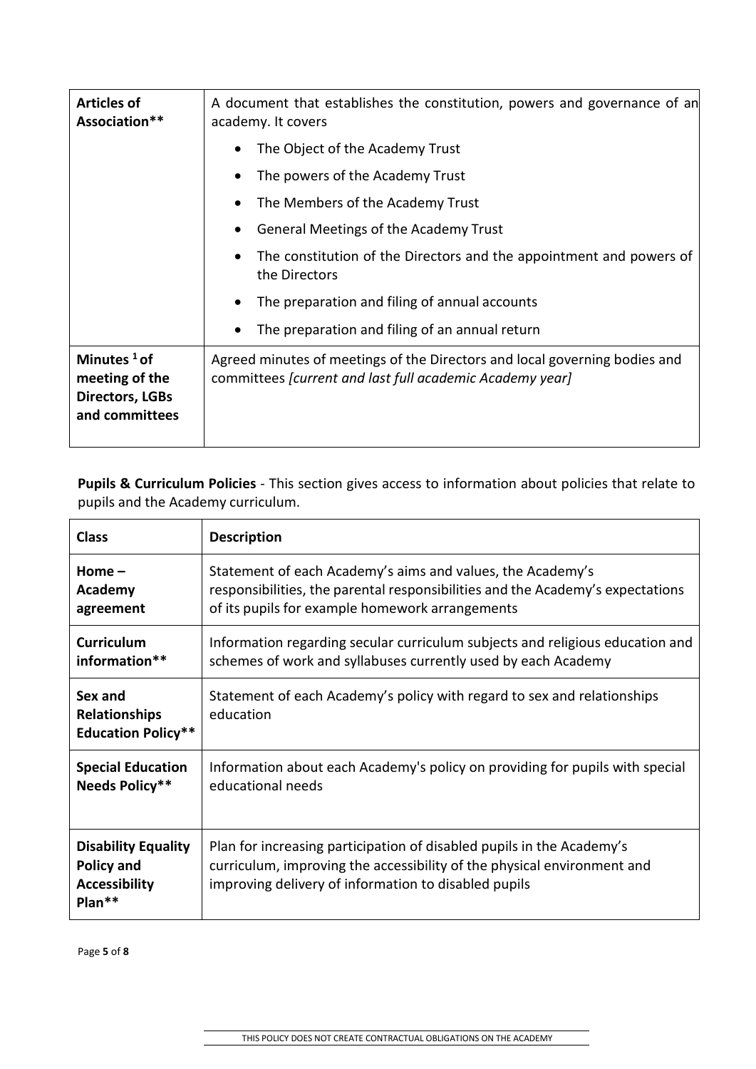| | |
|---|---|
| **Articles of Association**** | A document that establishes the constitution, powers and governance of an academy. It covers<br>• The Object of the Academy Trust<br>• The powers of the Academy Trust<br>• The Members of the Academy Trust<br>• General Meetings of the Academy Trust<br>• The constitution of the Directors and the appointment and powers of the Directors<br>• The preparation and filing of annual accounts<br>• The preparation and filing of an annual return |
| **Minutes [1] of meeting of the Directors, LGBs and committees** | Agreed minutes of meetings of the Directors and local governing bodies and committees *[current and last full academic Academy year]* |

**Pupils & Curriculum Policies** - This section gives access to information about policies that relate to pupils and the Academy curriculum.

| **Class** | **Description** |
|---|---|
| **Home – Academy agreement** | Statement of each Academy's aims and values, the Academy's responsibilities, the parental responsibilities and the Academy's expectations of its pupils for example homework arrangements |
| **Curriculum information**** | Information regarding secular curriculum subjects and religious education and schemes of work and syllabuses currently used by each Academy |
| **Sex and Relationships Education Policy**** | Statement of each Academy's policy with regard to sex and relationships education |
| **Special Education Needs Policy**** | Information about each Academy's policy on providing for pupils with special educational needs |
| **Disability Equality Policy and Accessibility Plan**** | Plan for increasing participation of disabled pupils in the Academy's curriculum, improving the accessibility of the physical environment and improving delivery of information to disabled pupils |

THIS POLICY DOES NOT CREATE CONTRACTUAL OBLIGATIONS ON THE ACADEMY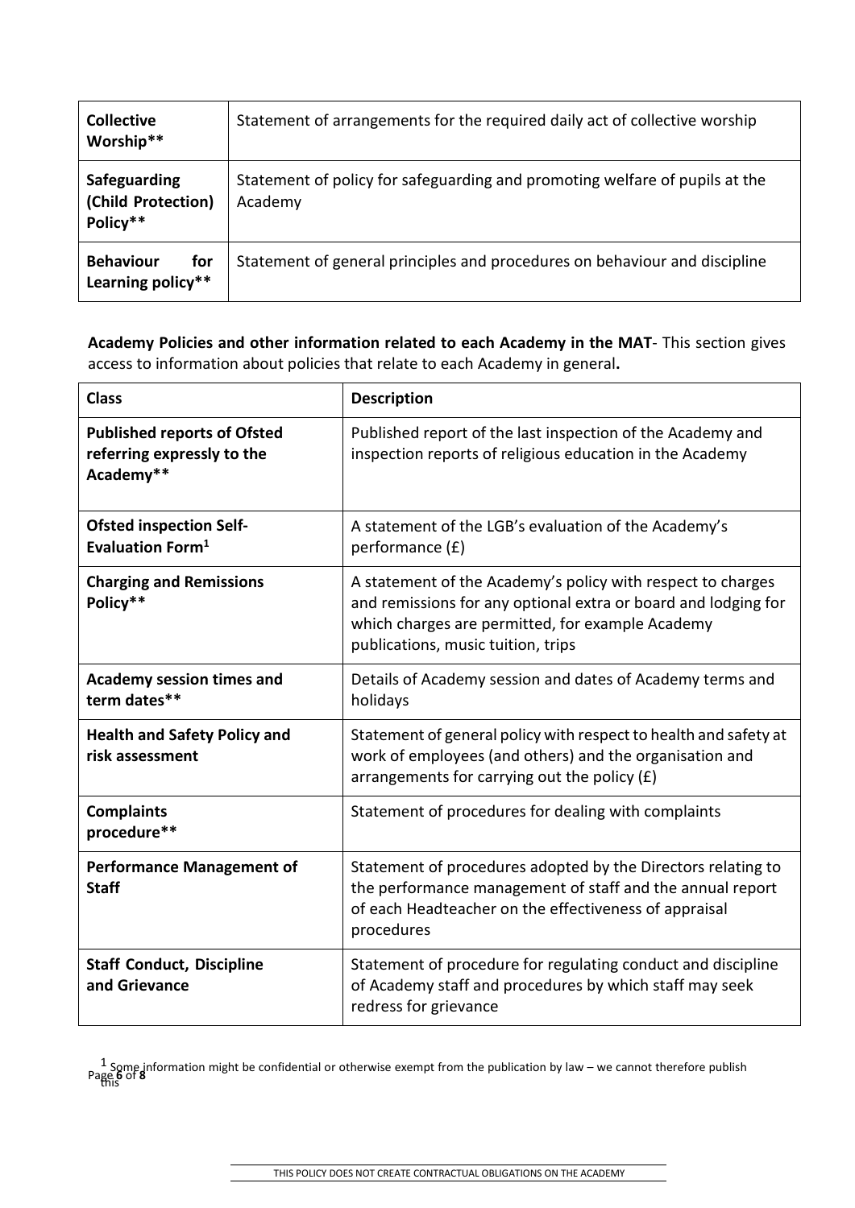| | |
|---|---|
| **Collective Worship**** | Statement of arrangements for the required daily act of collective worship |
| **Safeguarding (Child Protection) Policy**** | Statement of policy for safeguarding and promoting welfare of pupils at the Academy |
| **Behaviour for Learning policy**** | Statement of general principles and procedures on behaviour and discipline |

**Academy Policies and other information related to each Academy in the MAT**- This section gives access to information about policies that relate to each Academy in general**.**

| **Class** | **Description** |
|---|---|
| **Published reports of Ofsted referring expressly to the Academy**** | Published report of the last inspection of the Academy and inspection reports of religious education in the Academy |
| **Ofsted inspection Self-Evaluation Form[1]** | A statement of the LGB's evaluation of the Academy's performance (£) |
| **Charging and Remissions Policy**** | A statement of the Academy's policy with respect to charges and remissions for any optional extra or board and lodging for which charges are permitted, for example Academy publications, music tuition, trips |
| **Academy session times and term dates**** | Details of Academy session and dates of Academy terms and holidays |
| **Health and Safety Policy and risk assessment** | Statement of general policy with respect to health and safety at work of employees (and others) and the organisation and arrangements for carrying out the policy (£) |
| **Complaints procedure**** | Statement of procedures for dealing with complaints |
| **Performance Management of Staff** | Statement of procedures adopted by the Directors relating to the performance management of staff and the annual report of each Headteacher on the effectiveness of appraisal procedures |
| **Staff Conduct, Discipline and Grievance** | Statement of procedure for regulating conduct and discipline of Academy staff and procedures by which staff may seek redress for grievance |

[1] Some information might be confidential or otherwise exempt from the publication by law – we cannot therefore publish this

THIS POLICY DOES NOT CREATE CONTRACTUAL OBLIGATIONS ON THE ACADEMY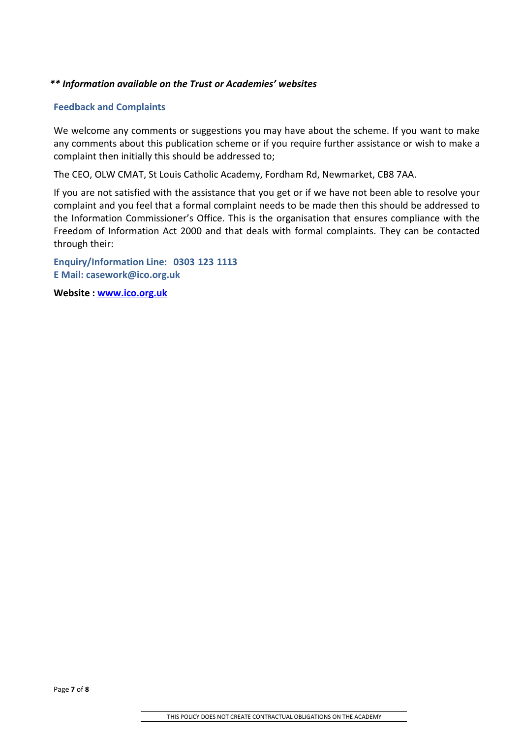***\*\* Information available on the Trust or Academies' websites***

## Feedback and Complaints

We welcome any comments or suggestions you may have about the scheme. If you want to make any comments about this publication scheme or if you require further assistance or wish to make a complaint then initially this should be addressed to;

The CEO, OLW CMAT, St Louis Catholic Academy, Fordham Rd, Newmarket, CB8 7AA.

If you are not satisfied with the assistance that you get or if we have not been able to resolve your complaint and you feel that a formal complaint needs to be made then this should be addressed to the Information Commissioner's Office. This is the organisation that ensures compliance with the Freedom of Information Act 2000 and that deals with formal complaints. They can be contacted through their:

**Enquiry/Information Line: 0303 123 1113**
**E Mail: casework@ico.org.uk**

**Website : [www.ico.org.uk](http://www.ico.org.uk)**

THIS POLICY DOES NOT CREATE CONTRACTUAL OBLIGATIONS ON THE ACADEMY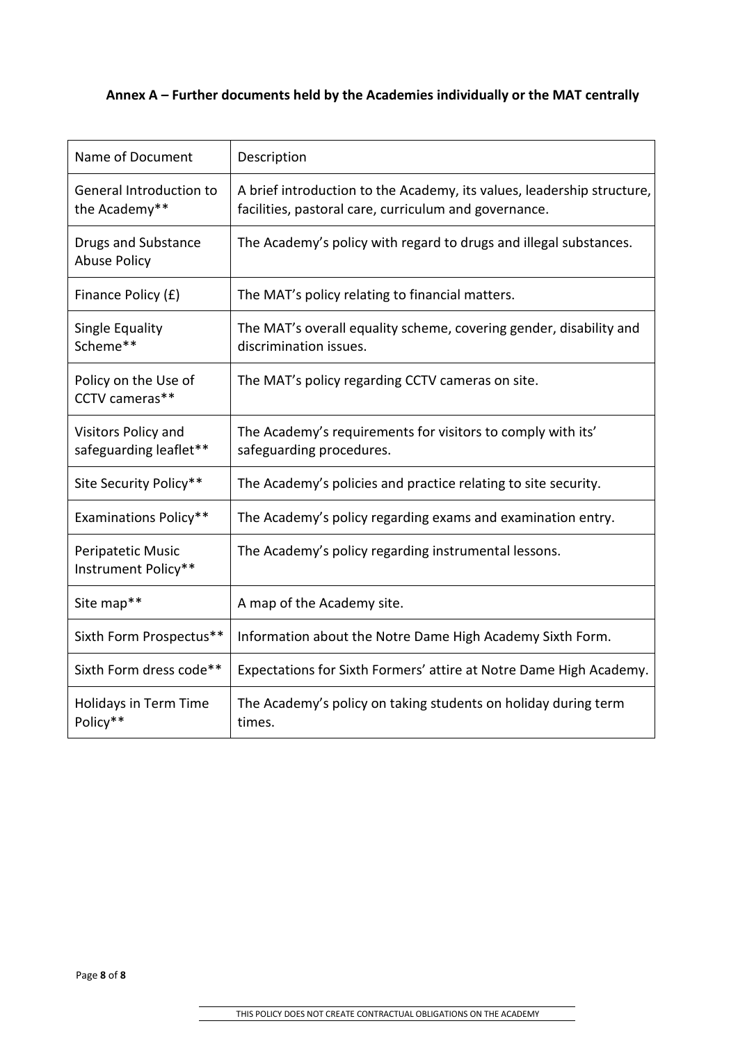## Annex A – Further documents held by the Academies individually or the MAT centrally

| Name of Document | Description |
|---|---|
| General Introduction to the Academy** | A brief introduction to the Academy, its values, leadership structure, facilities, pastoral care, curriculum and governance. |
| Drugs and Substance Abuse Policy | The Academy's policy with regard to drugs and illegal substances. |
| Finance Policy (£) | The MAT's policy relating to financial matters. |
| Single Equality Scheme** | The MAT's overall equality scheme, covering gender, disability and discrimination issues. |
| Policy on the Use of CCTV cameras** | The MAT's policy regarding CCTV cameras on site. |
| Visitors Policy and safeguarding leaflet** | The Academy's requirements for visitors to comply with its' safeguarding procedures. |
| Site Security Policy** | The Academy's policies and practice relating to site security. |
| Examinations Policy** | The Academy's policy regarding exams and examination entry. |
| Peripatetic Music Instrument Policy** | The Academy's policy regarding instrumental lessons. |
| Site map** | A map of the Academy site. |
| Sixth Form Prospectus** | Information about the Notre Dame High Academy Sixth Form. |
| Sixth Form dress code** | Expectations for Sixth Formers' attire at Notre Dame High Academy. |
| Holidays in Term Time Policy** | The Academy's policy on taking students on holiday during term times. |